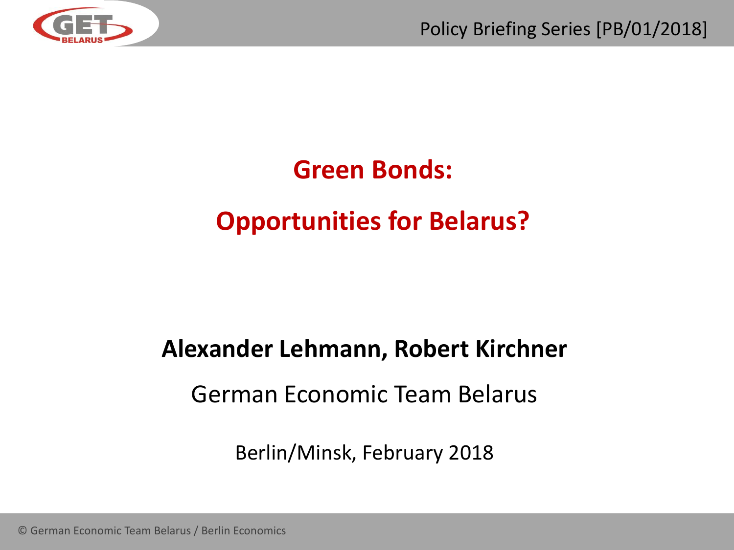Policy Briefing Series [PB/01/2018]

# Green Bonds:

# Opportunities for Belarus?

**Alexander Lehmann, Robert Kirchner**

German Economic Team Belarus

Berlin/Minsk, February 2018

© German Economic Team Belarus / Berlin Economics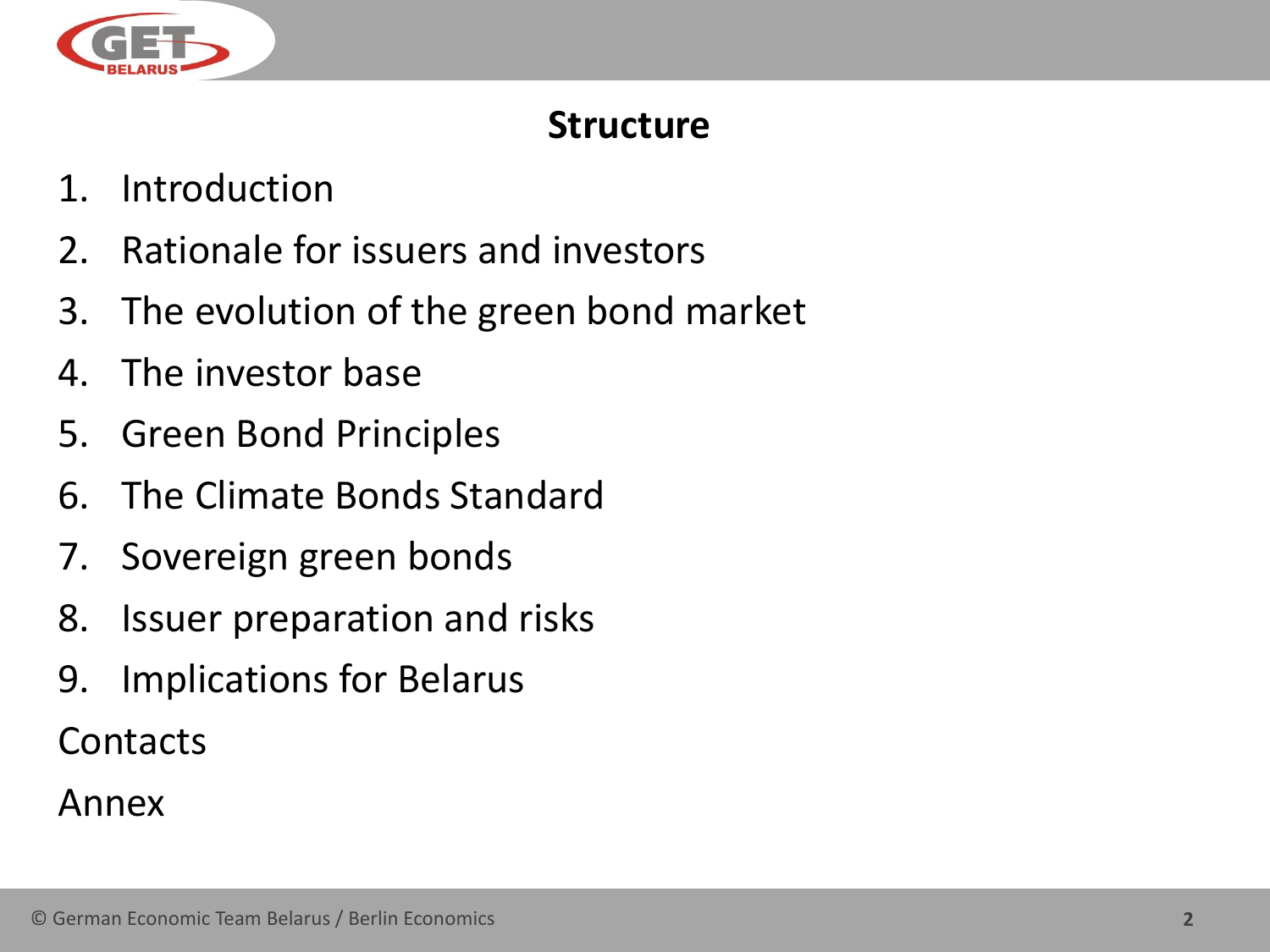# Structure

1. Introduction
2. Rationale for issuers and investors
3. The evolution of the green bond market
4. The investor base
5. Green Bond Principles
6. The Climate Bonds Standard
7. Sovereign green bonds
8. Issuer preparation and risks
9. Implications for Belarus

Contacts

Annex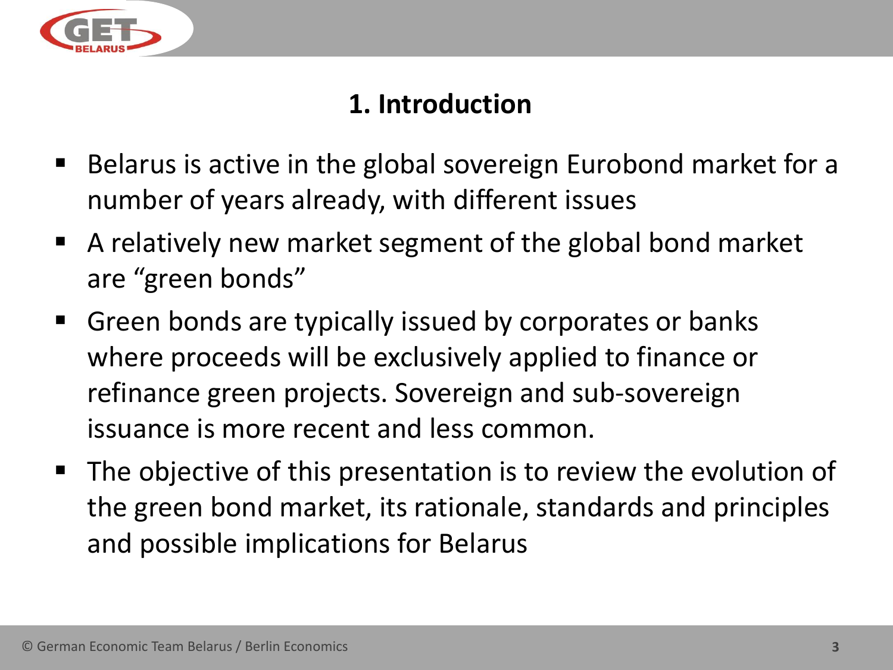## 1. Introduction

- Belarus is active in the global sovereign Eurobond market for a number of years already, with different issues
- A relatively new market segment of the global bond market are “green bonds”
- Green bonds are typically issued by corporates or banks where proceeds will be exclusively applied to finance or refinance green projects. Sovereign and sub-sovereign issuance is more recent and less common.
- The objective of this presentation is to review the evolution of the green bond market, its rationale, standards and principles and possible implications for Belarus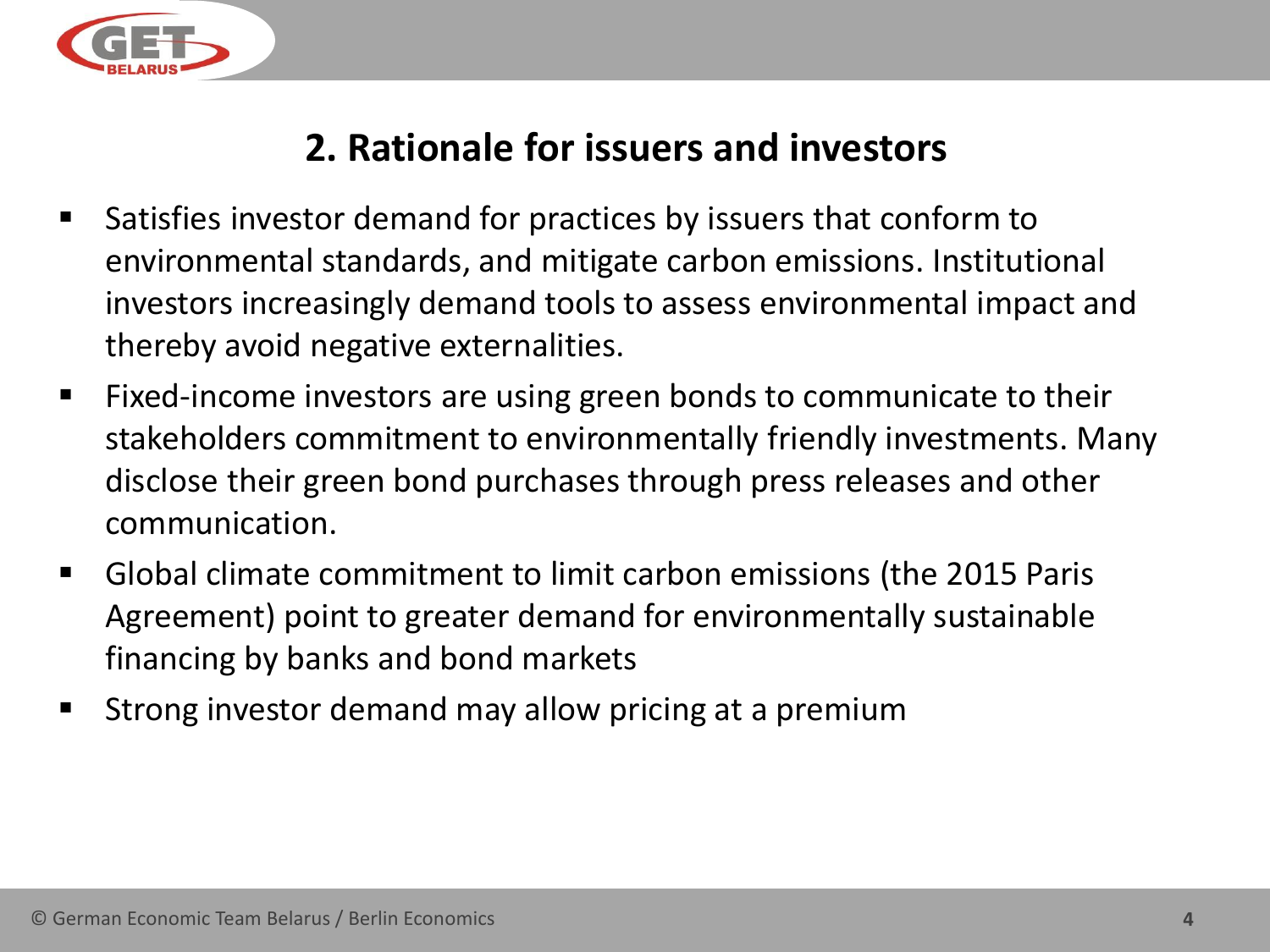## 2. Rationale for issuers and investors

- Satisfies investor demand for practices by issuers that conform to environmental standards, and mitigate carbon emissions. Institutional investors increasingly demand tools to assess environmental impact and thereby avoid negative externalities.
- Fixed-income investors are using green bonds to communicate to their stakeholders commitment to environmentally friendly investments. Many disclose their green bond purchases through press releases and other communication.
- Global climate commitment to limit carbon emissions (the 2015 Paris Agreement) point to greater demand for environmentally sustainable financing by banks and bond markets
- Strong investor demand may allow pricing at a premium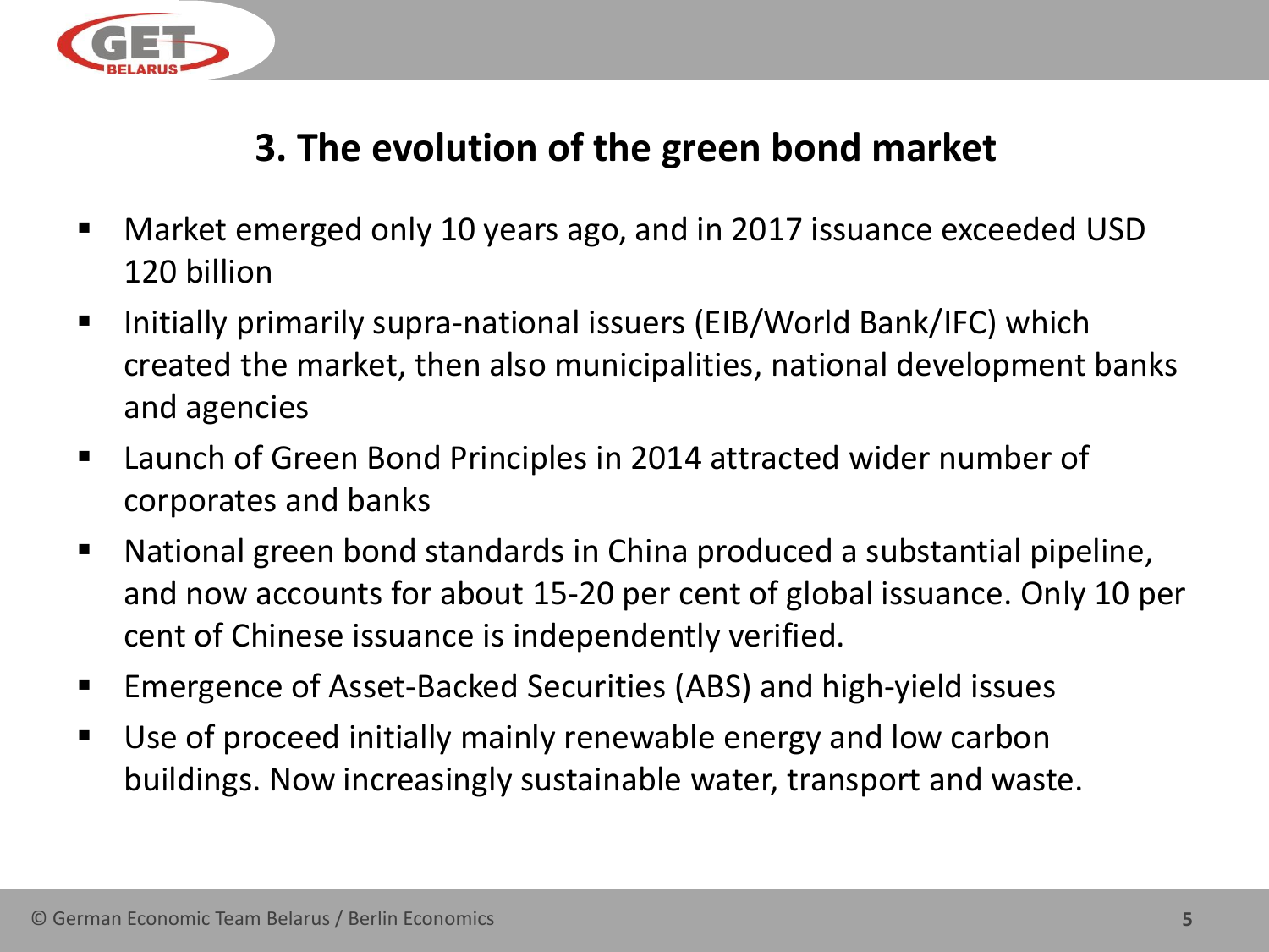## 3. The evolution of the green bond market

- Market emerged only 10 years ago, and in 2017 issuance exceeded USD 120 billion
- Initially primarily supra-national issuers (EIB/World Bank/IFC) which created the market, then also municipalities, national development banks and agencies
- Launch of Green Bond Principles in 2014 attracted wider number of corporates and banks
- National green bond standards in China produced a substantial pipeline, and now accounts for about 15-20 per cent of global issuance. Only 10 per cent of Chinese issuance is independently verified.
- Emergence of Asset-Backed Securities (ABS) and high-yield issues
- Use of proceed initially mainly renewable energy and low carbon buildings. Now increasingly sustainable water, transport and waste.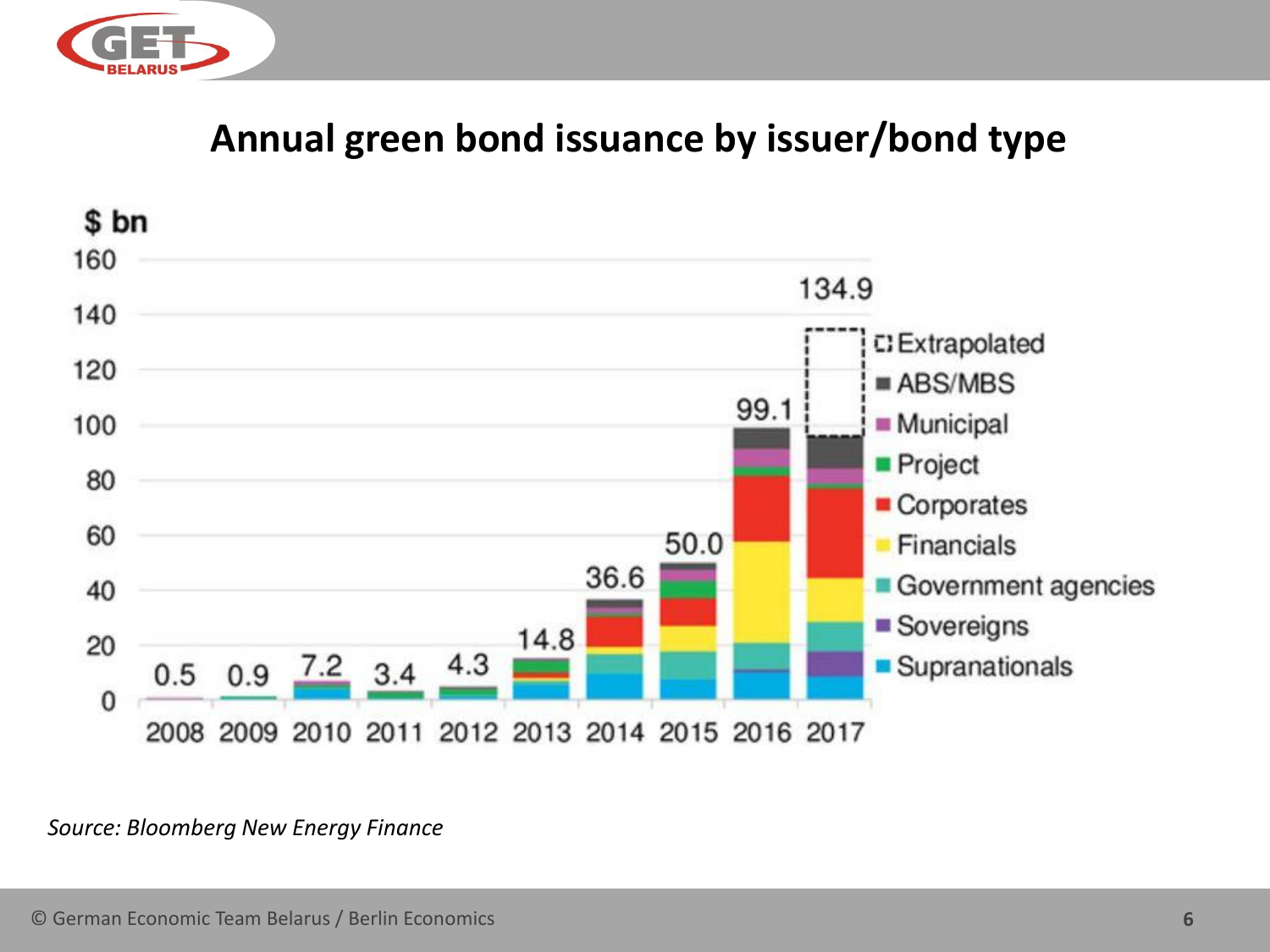## Annual green bond issuance by issuer/bond type

$ bn

| Year | Total ($ bn) |
|---|---|
| 2008 | 0.5 |
| 2009 | 0.9 |
| 2010 | 7.2 |
| 2011 | 3.4 |
| 2012 | 4.3 |
| 2013 | 14.8 |
| 2014 | 36.6 |
| 2015 | 50.0 |
| 2016 | 99.1 |
| 2017 | 134.9 |

Legend: Extrapolated, ABS/MBS, Municipal, Project, Corporates, Financials, Government agencies, Sovereigns, Supranationals

*Source: Bloomberg New Energy Finance*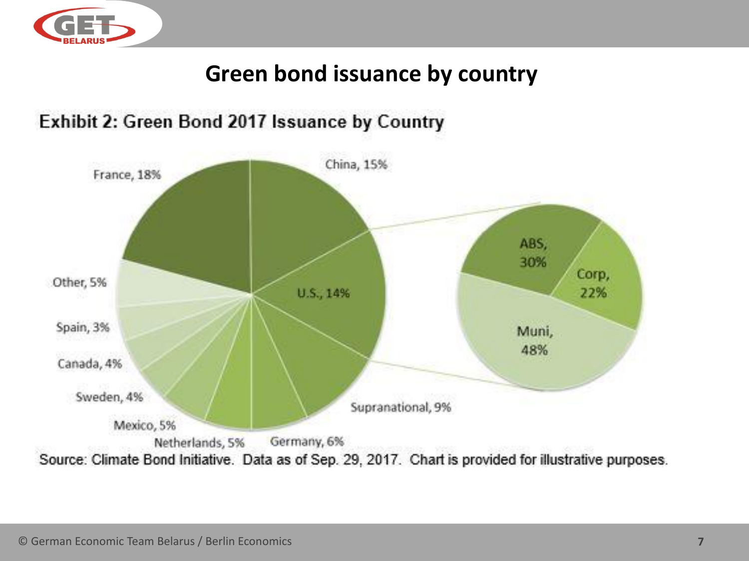# Green bond issuance by country

**Exhibit 2: Green Bond 2017 Issuance by Country**

France, 18%
China, 15%
U.S., 14%
Supranational, 9%
Germany, 6%
Netherlands, 5%
Mexico, 5%
Sweden, 4%
Canada, 4%
Spain, 3%
Other, 5%

ABS, 30%
Corp, 22%
Muni, 48%

Source: Climate Bond Initiative. Data as of Sep. 29, 2017. Chart is provided for illustrative purposes.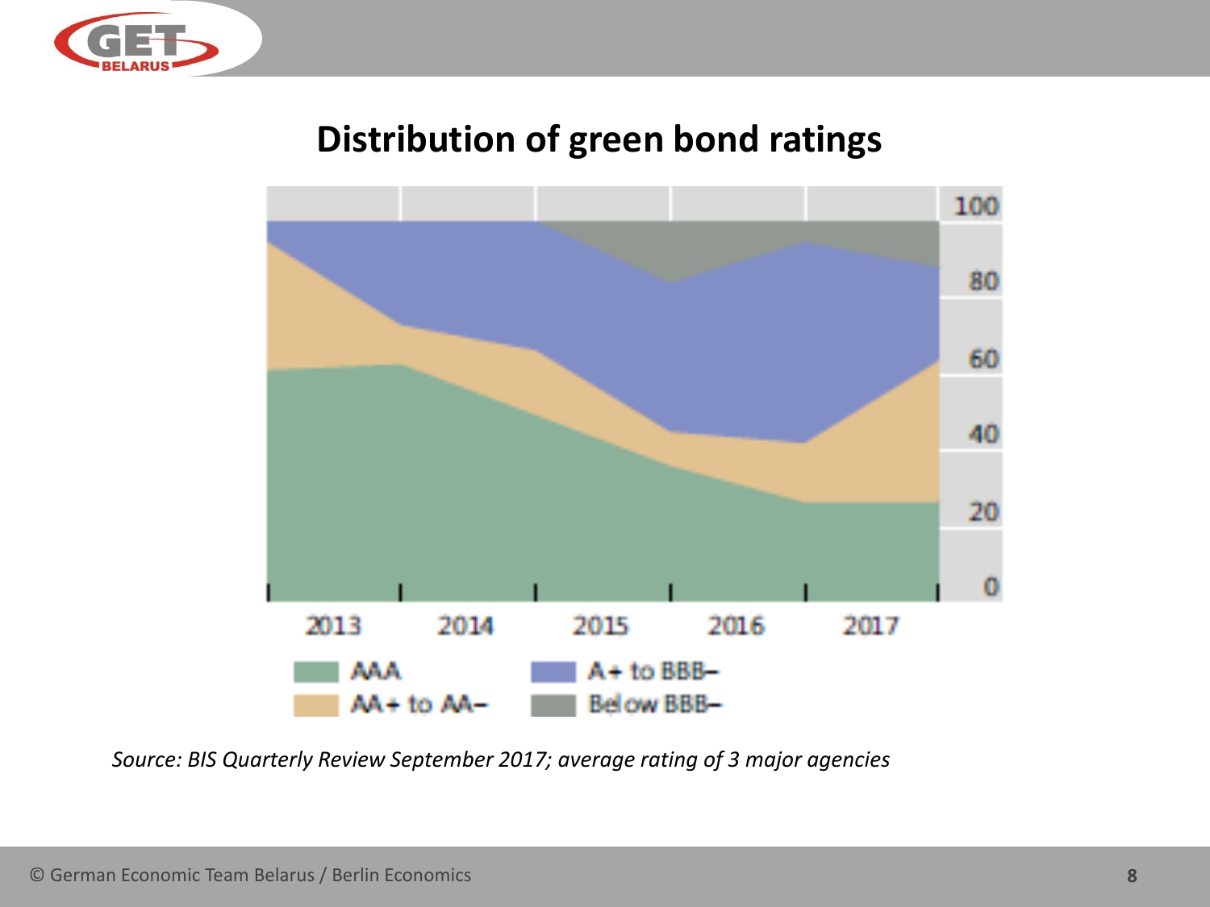## Distribution of green bond ratings

*Source: BIS Quarterly Review September 2017; average rating of 3 major agencies*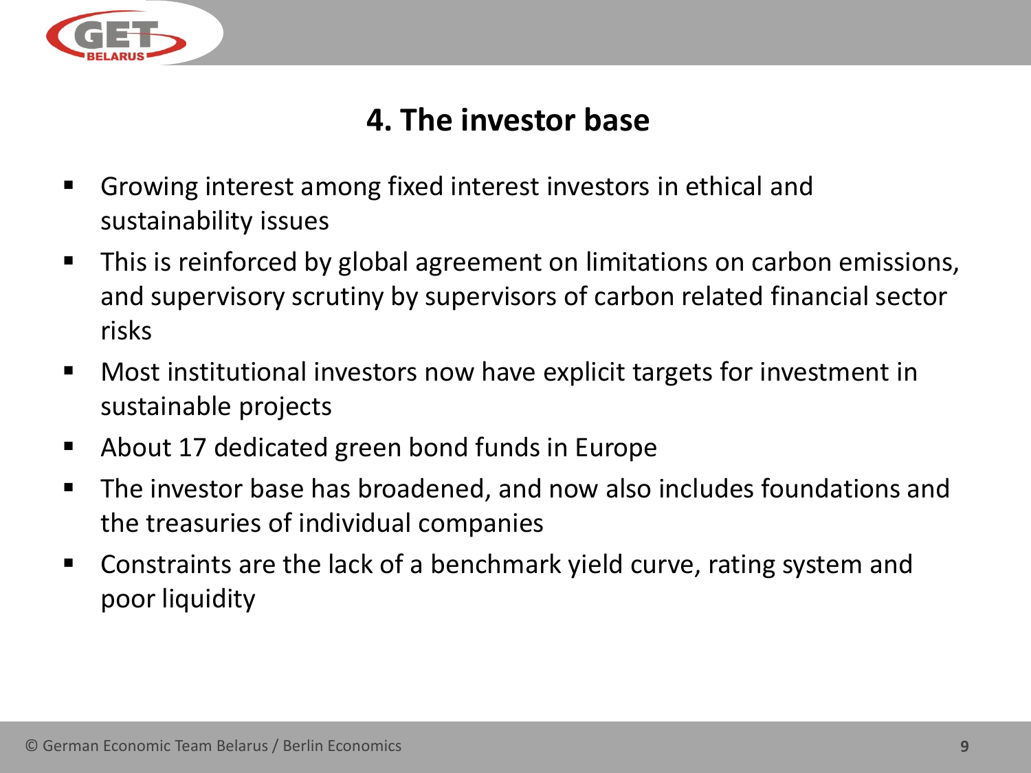# 4. The investor base

- Growing interest among fixed interest investors in ethical and sustainability issues
- This is reinforced by global agreement on limitations on carbon emissions, and supervisory scrutiny by supervisors of carbon related financial sector risks
- Most institutional investors now have explicit targets for investment in sustainable projects
- About 17 dedicated green bond funds in Europe
- The investor base has broadened, and now also includes foundations and the treasuries of individual companies
- Constraints are the lack of a benchmark yield curve, rating system and poor liquidity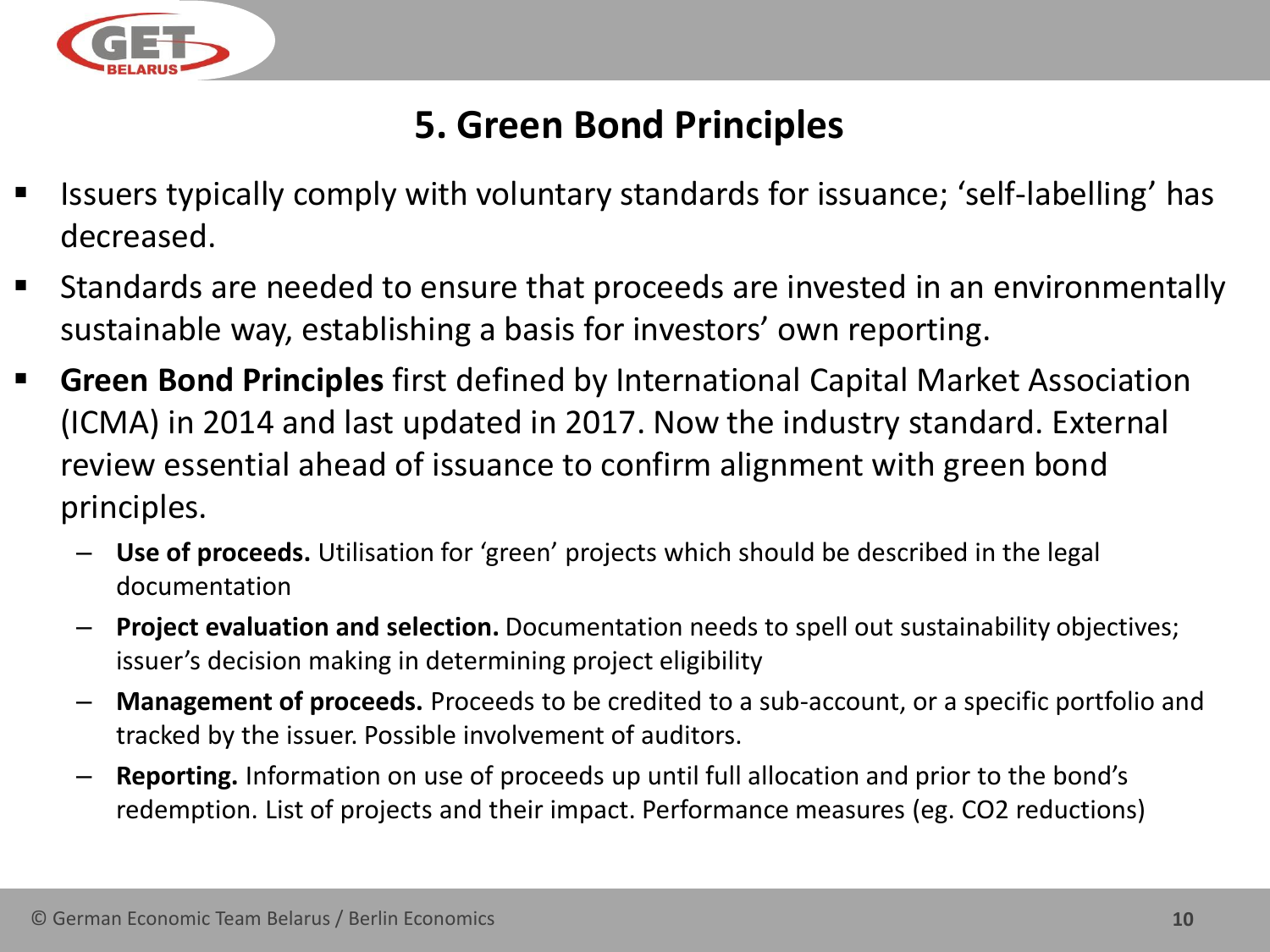# 5. Green Bond Principles

- Issuers typically comply with voluntary standards for issuance; 'self-labelling' has decreased.
- Standards are needed to ensure that proceeds are invested in an environmentally sustainable way, establishing a basis for investors' own reporting.
- **Green Bond Principles** first defined by International Capital Market Association (ICMA) in 2014 and last updated in 2017. Now the industry standard. External review essential ahead of issuance to confirm alignment with green bond principles.
  - **Use of proceeds.** Utilisation for 'green' projects which should be described in the legal documentation
  - **Project evaluation and selection.** Documentation needs to spell out sustainability objectives; issuer's decision making in determining project eligibility
  - **Management of proceeds.** Proceeds to be credited to a sub-account, or a specific portfolio and tracked by the issuer. Possible involvement of auditors.
  - **Reporting.** Information on use of proceeds up until full allocation and prior to the bond's redemption. List of projects and their impact. Performance measures (eg. $CO_2$ reductions)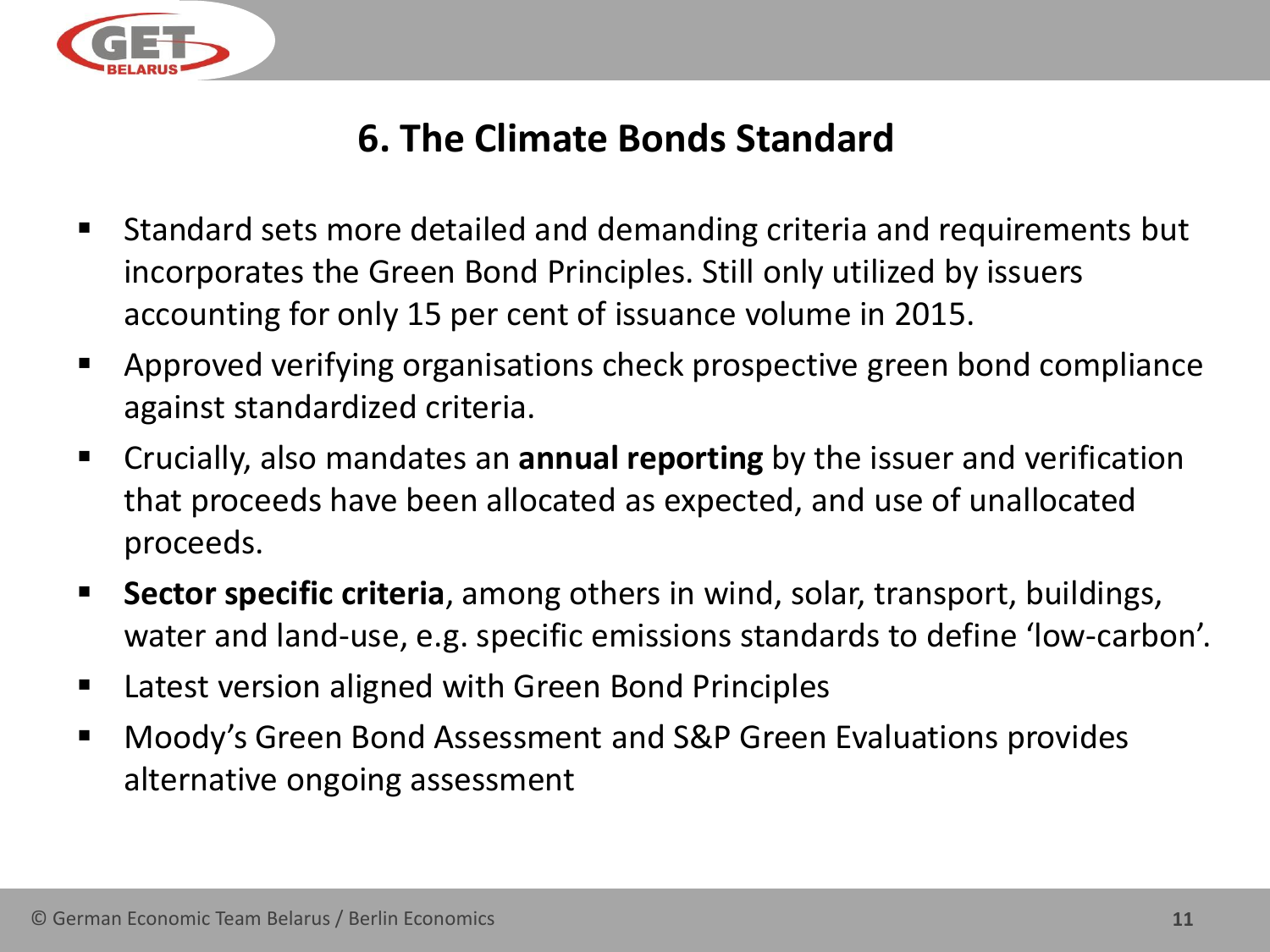# 6. The Climate Bonds Standard

- Standard sets more detailed and demanding criteria and requirements but incorporates the Green Bond Principles. Still only utilized by issuers accounting for only 15 per cent of issuance volume in 2015.
- Approved verifying organisations check prospective green bond compliance against standardized criteria.
- Crucially, also mandates an **annual reporting** by the issuer and verification that proceeds have been allocated as expected, and use of unallocated proceeds.
- **Sector specific criteria**, among others in wind, solar, transport, buildings, water and land-use, e.g. specific emissions standards to define 'low-carbon'.
- Latest version aligned with Green Bond Principles
- Moody's Green Bond Assessment and S&P Green Evaluations provides alternative ongoing assessment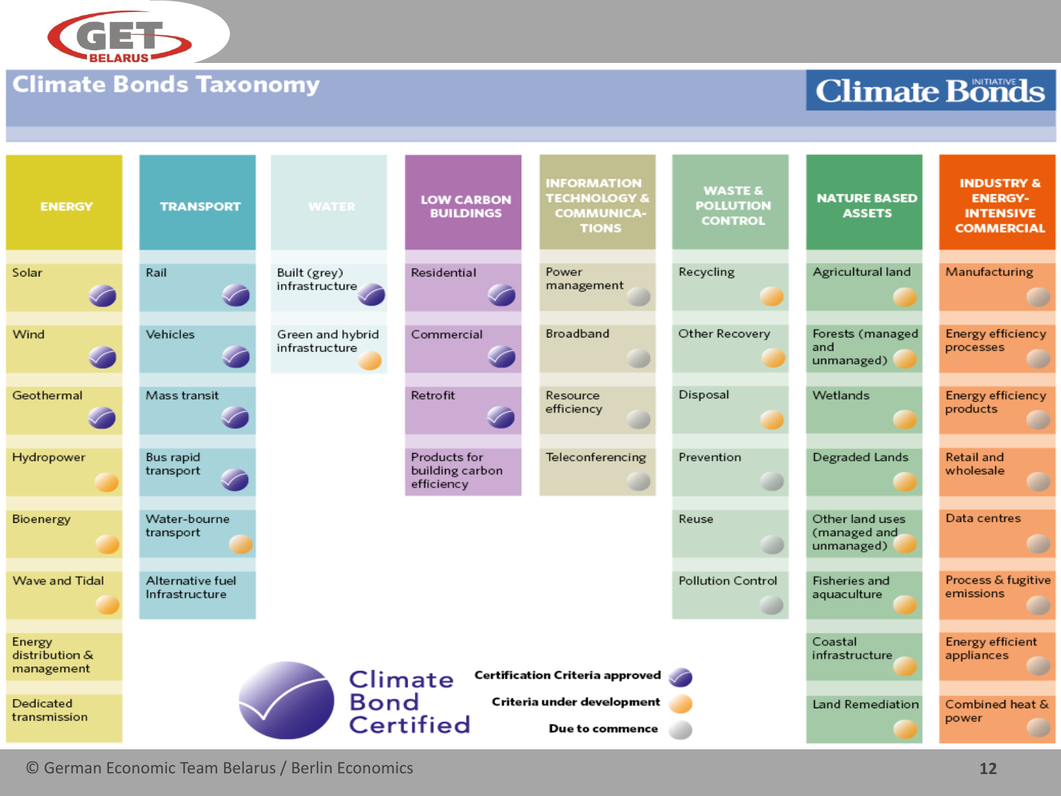# Climate Bonds Taxonomy

| ENERGY | TRANSPORT | WATER | LOW CARBON BUILDINGS | INFORMATION TECHNOLOGY & COMMUNICATIONS | WASTE & POLLUTION CONTROL | NATURE BASED ASSETS | INDUSTRY & ENERGY-INTENSIVE COMMERCIAL |
|---|---|---|---|---|---|---|---|
| Solar (approved) | Rail (approved) | Built (grey) infrastructure (approved) | Residential (approved) | Power management (due to commence) | Recycling (under development) | Agricultural land (under development) | Manufacturing (due to commence) |
| Wind (approved) | Vehicles (approved) | Green and hybrid infrastructure (under development) | Commercial (approved) | Broadband (due to commence) | Other Recovery (under development) | Forests (managed and unmanaged) (under development) | Energy efficiency processes (due to commence) |
| Geothermal (approved) | Mass transit (approved) | | Retrofit (approved) | Resource efficiency (due to commence) | Disposal (under development) | Wetlands (under development) | Energy efficiency products (due to commence) |
| Hydropower (under development) | Bus rapid transport (approved) | | Products for building carbon efficiency | Teleconferencing (due to commence) | Prevention (due to commence) | Degraded Lands (under development) | Retail and wholesale (due to commence) |
| Bioenergy (under development) | Water-bourne transport (under development) | | | | Reuse (due to commence) | Other land uses (managed and unmanaged) (under development) | Data centres (due to commence) |
| Wave and Tidal (under development) | Alternative fuel Infrastructure | | | | Pollution Control (due to commence) | Fisheries and aquaculture (under development) | Process & fugitive emissions (due to commence) |
| Energy distribution & management | | | | | | Coastal infrastructure (under development) | Energy efficient appliances (due to commence) |
| Dedicated transmission | | | | | | Land Remediation (under development) | Combined heat & power (due to commence) |

Climate Bond Certified

- Certification Criteria approved
- Criteria under development
- Due to commence

© German Economic Team Belarus / Berlin Economics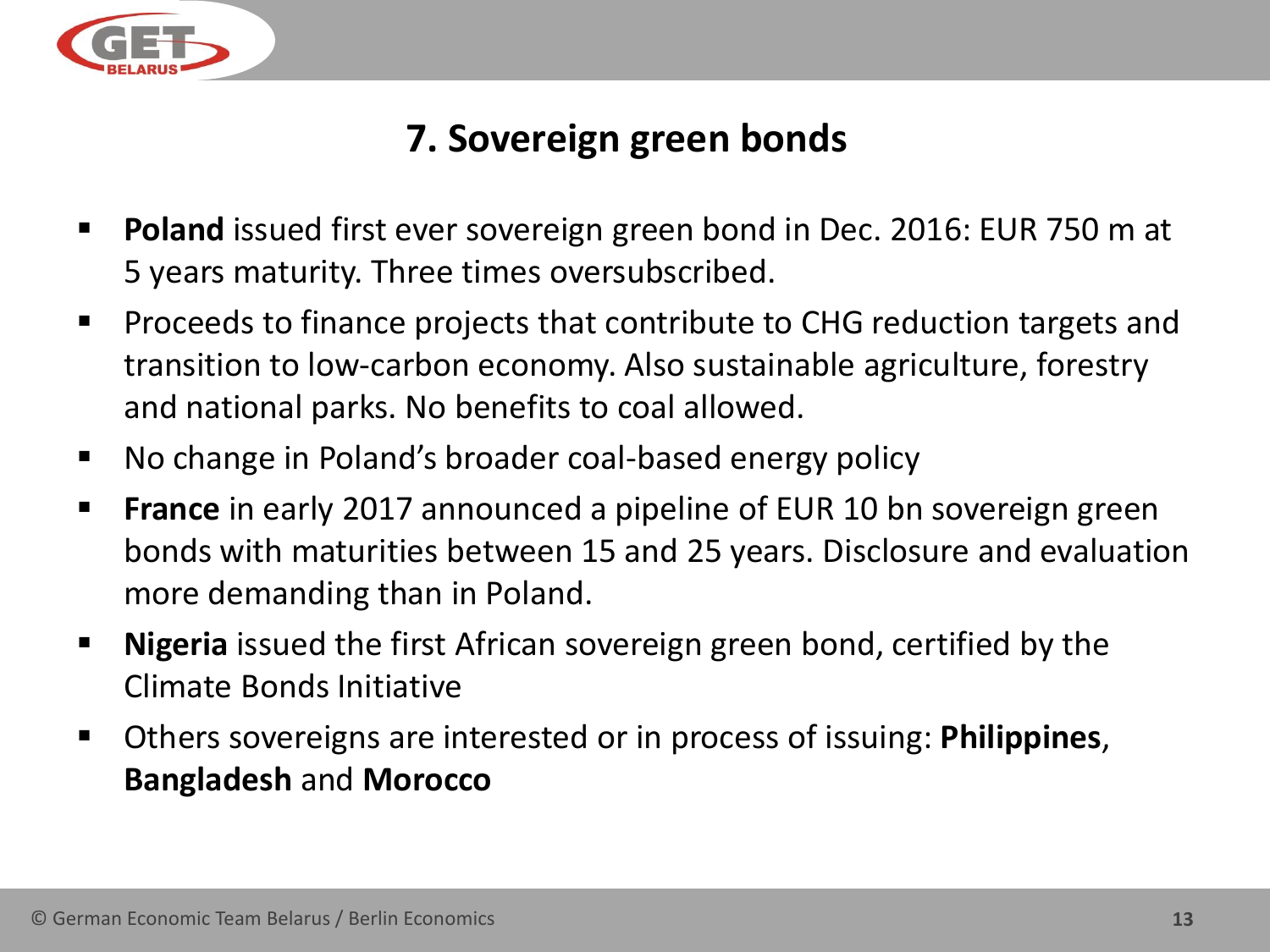# 7. Sovereign green bonds

- **Poland** issued first ever sovereign green bond in Dec. 2016: EUR 750 m at 5 years maturity. Three times oversubscribed.
- Proceeds to finance projects that contribute to CHG reduction targets and transition to low-carbon economy. Also sustainable agriculture, forestry and national parks. No benefits to coal allowed.
- No change in Poland's broader coal-based energy policy
- **France** in early 2017 announced a pipeline of EUR 10 bn sovereign green bonds with maturities between 15 and 25 years. Disclosure and evaluation more demanding than in Poland.
- **Nigeria** issued the first African sovereign green bond, certified by the Climate Bonds Initiative
- Others sovereigns are interested or in process of issuing: **Philippines**, **Bangladesh** and **Morocco**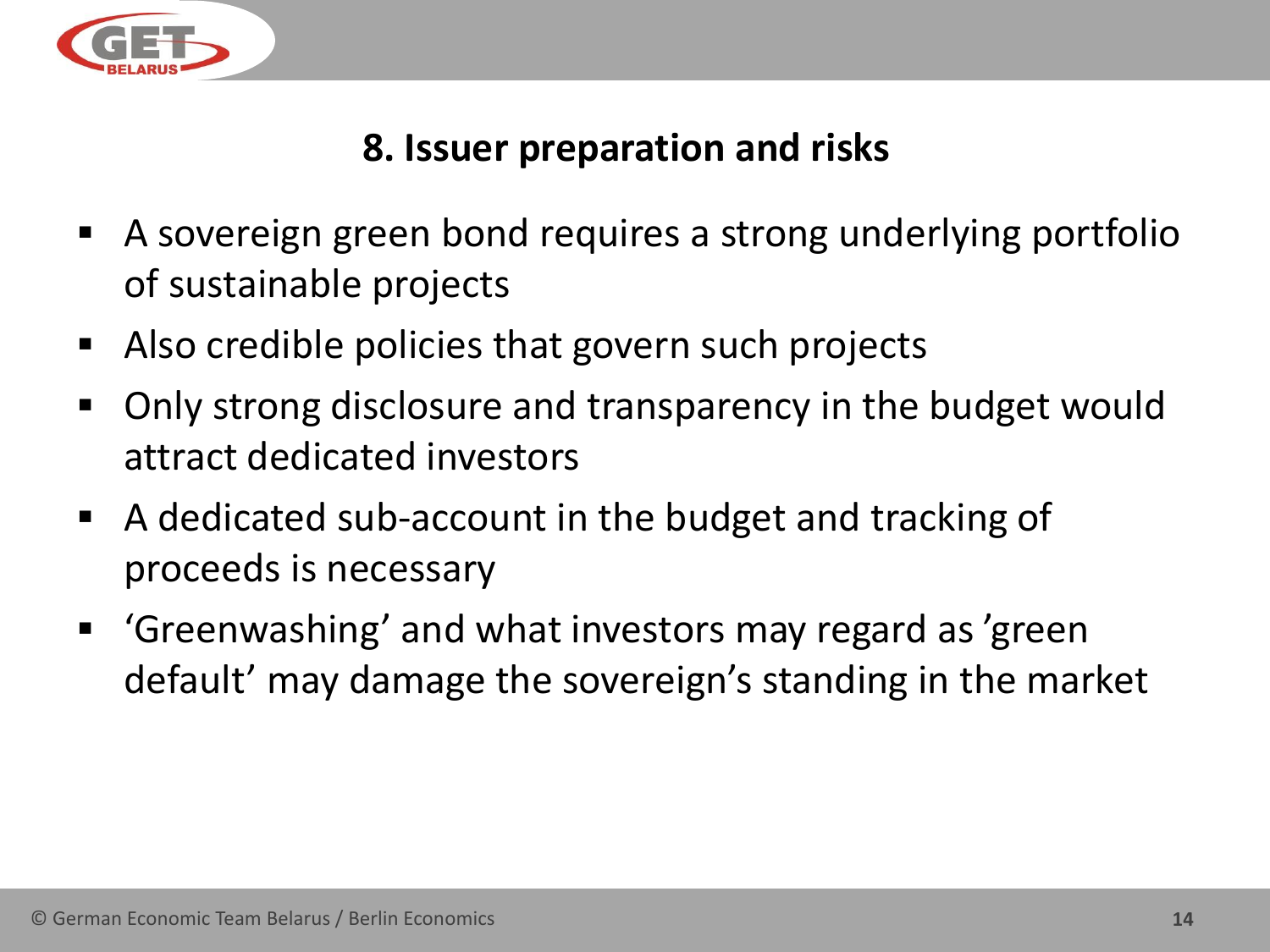## 8. Issuer preparation and risks

- A sovereign green bond requires a strong underlying portfolio of sustainable projects
- Also credible policies that govern such projects
- Only strong disclosure and transparency in the budget would attract dedicated investors
- A dedicated sub-account in the budget and tracking of proceeds is necessary
- 'Greenwashing' and what investors may regard as 'green default' may damage the sovereign's standing in the market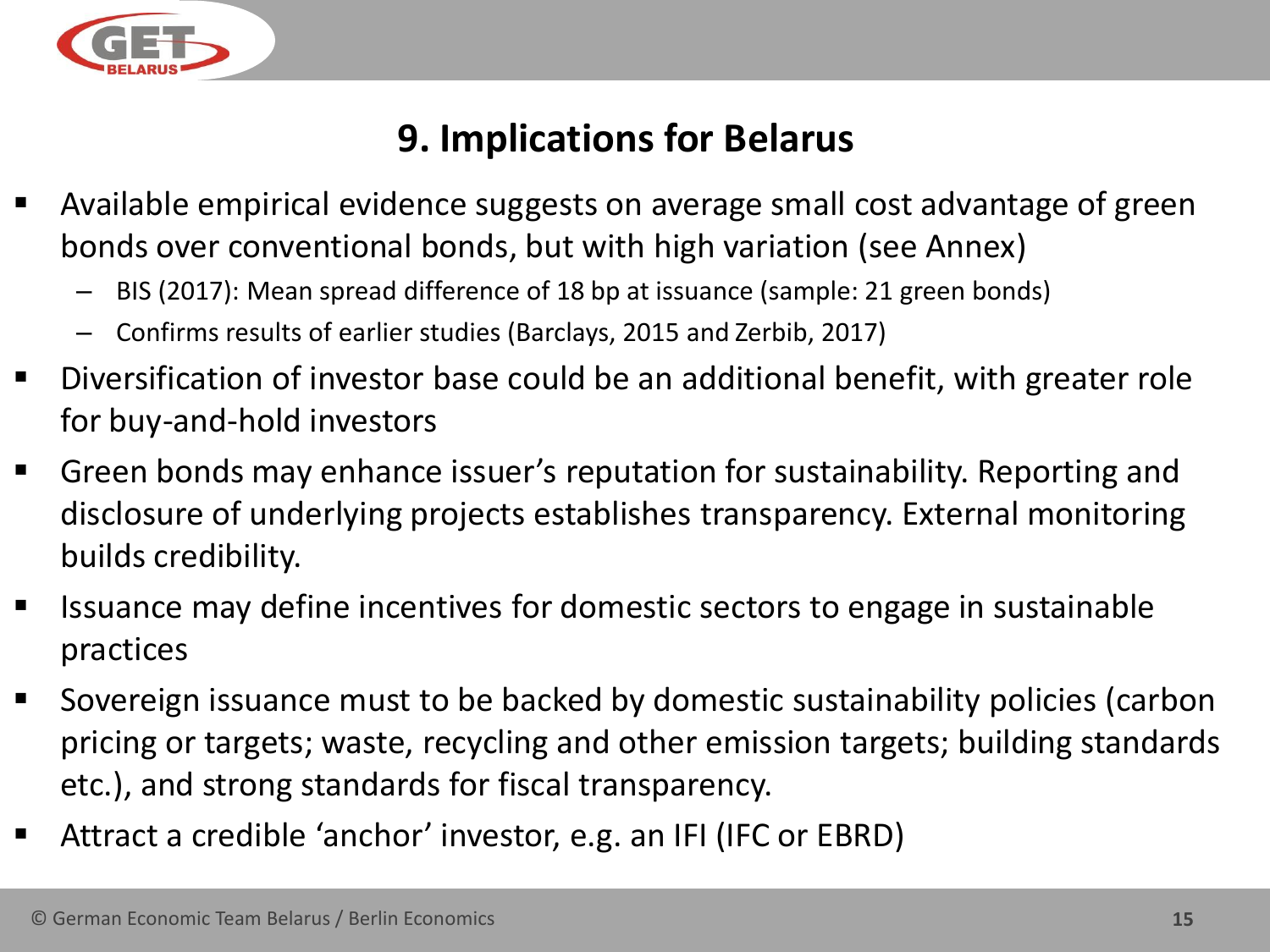## 9. Implications for Belarus

- Available empirical evidence suggests on average small cost advantage of green bonds over conventional bonds, but with high variation (see Annex)
  - BIS (2017): Mean spread difference of 18 bp at issuance (sample: 21 green bonds)
  - Confirms results of earlier studies (Barclays, 2015 and Zerbib, 2017)
- Diversification of investor base could be an additional benefit, with greater role for buy-and-hold investors
- Green bonds may enhance issuer's reputation for sustainability. Reporting and disclosure of underlying projects establishes transparency. External monitoring builds credibility.
- Issuance may define incentives for domestic sectors to engage in sustainable practices
- Sovereign issuance must to be backed by domestic sustainability policies (carbon pricing or targets; waste, recycling and other emission targets; building standards etc.), and strong standards for fiscal transparency.
- Attract a credible 'anchor' investor, e.g. an IFI (IFC or EBRD)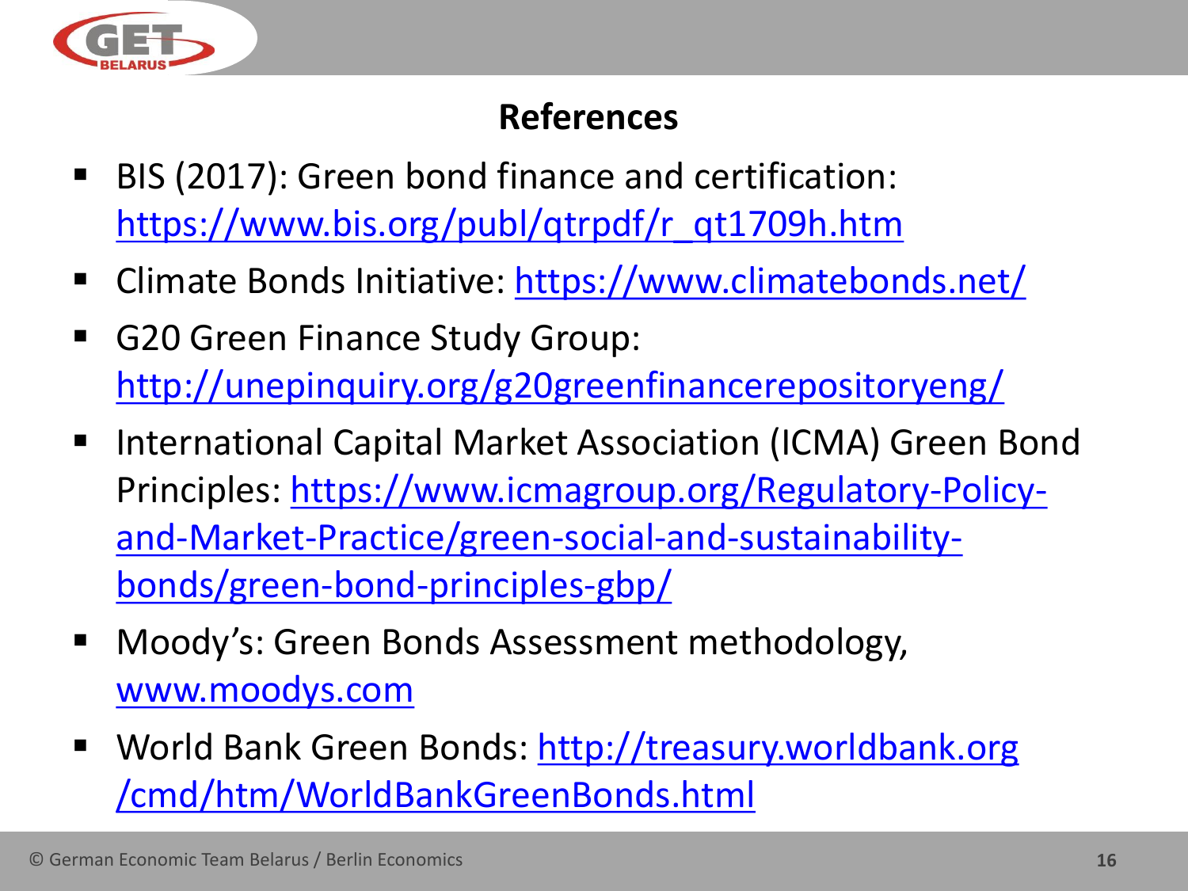## References

- BIS (2017): Green bond finance and certification: https://www.bis.org/publ/qtrpdf/r_qt1709h.htm
- Climate Bonds Initiative: https://www.climatebonds.net/
- G20 Green Finance Study Group: http://unepinquiry.org/g20greenfinancerepositoryeng/
- International Capital Market Association (ICMA) Green Bond Principles: https://www.icmagroup.org/Regulatory-Policy-and-Market-Practice/green-social-and-sustainability-bonds/green-bond-principles-gbp/
- Moody's: Green Bonds Assessment methodology, www.moodys.com
- World Bank Green Bonds: http://treasury.worldbank.org/cmd/htm/WorldBankGreenBonds.html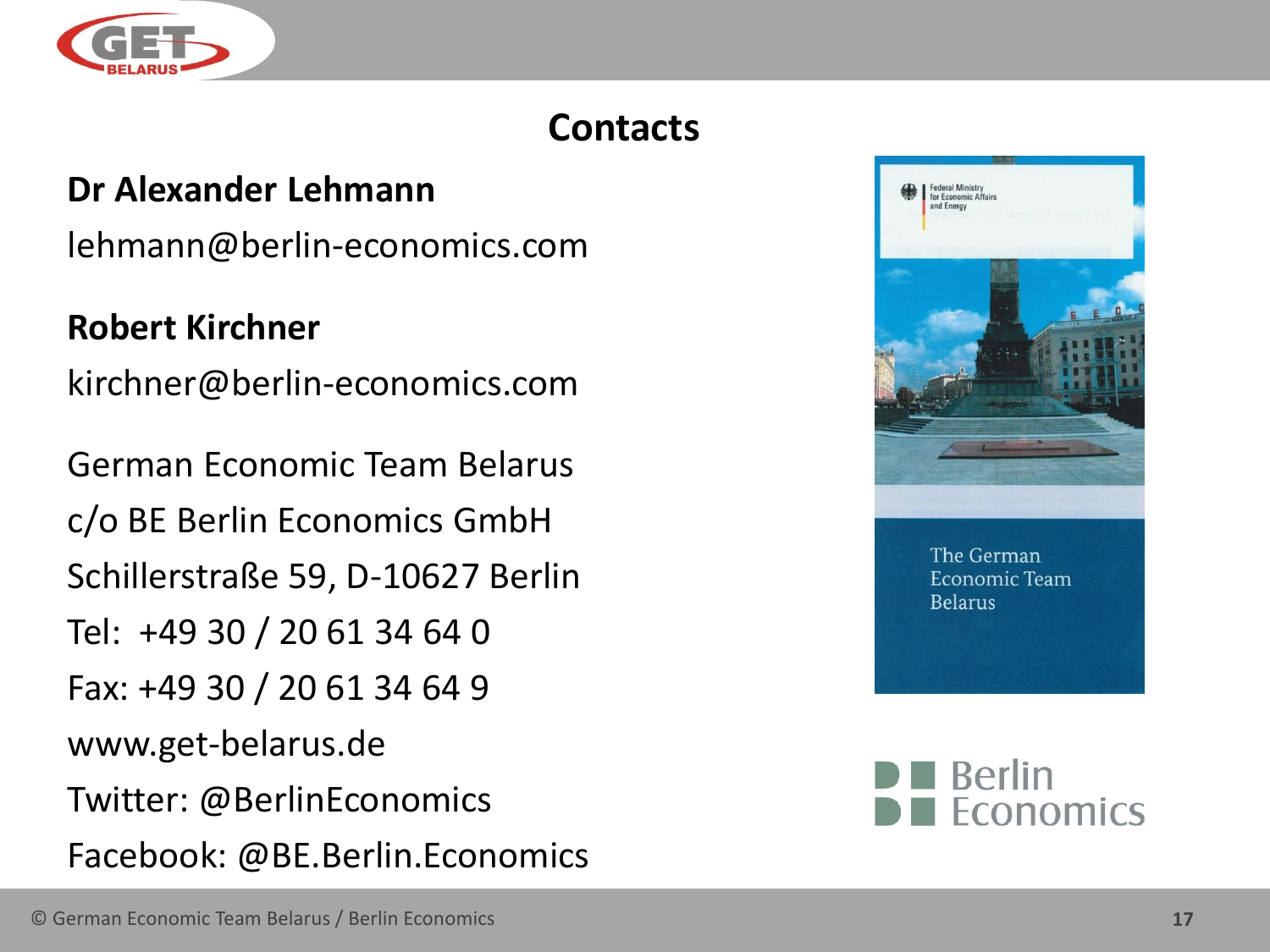# Contacts

**Dr Alexander Lehmann**

lehmann@berlin-economics.com

**Robert Kirchner**

kirchner@berlin-economics.com

German Economic Team Belarus
c/o BE Berlin Economics GmbH
Schillerstraße 59, D-10627 Berlin
Tel: +49 30 / 20 61 34 64 0
Fax: +49 30 / 20 61 34 64 9
www.get-belarus.de
Twitter: @BerlinEconomics
Facebook: @BE.Berlin.Economics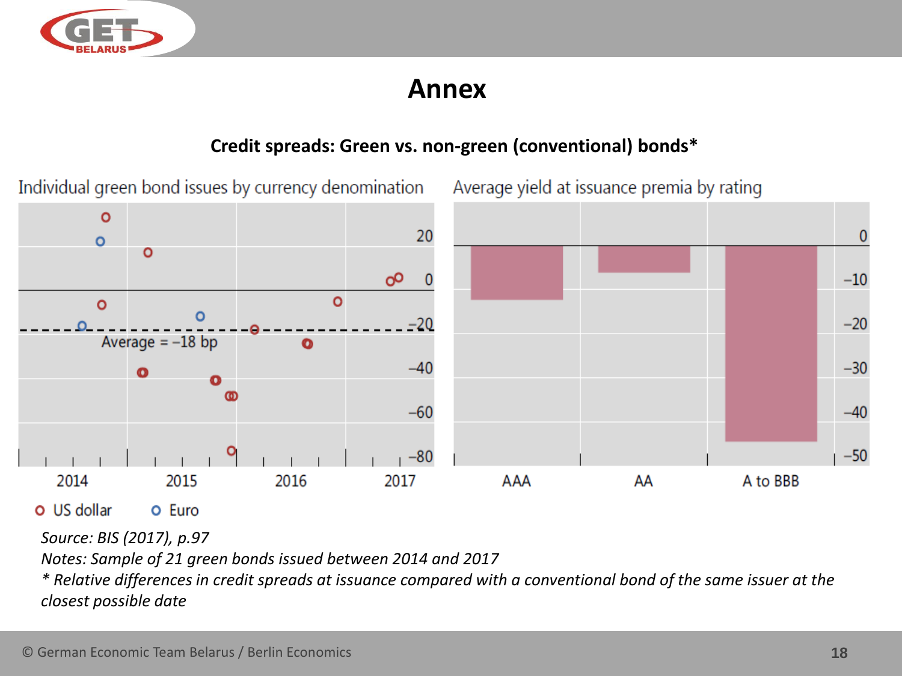# Annex

**Credit spreads: Green vs. non-green (conventional) bonds***

Individual green bond issues by currency denomination

20
0
–20
Average = –18 bp
–40
–60
–80
2014
2015
2016
2017

US dollar
Euro

Average yield at issuance premia by rating

0
–10
–20
–30
–40
–50
AAA
AA
A to BBB

*Source: BIS (2017), p.97*

*Notes: Sample of 21 green bonds issued between 2014 and 2017*

** Relative differences in credit spreads at issuance compared with a conventional bond of the same issuer at the closest possible date*